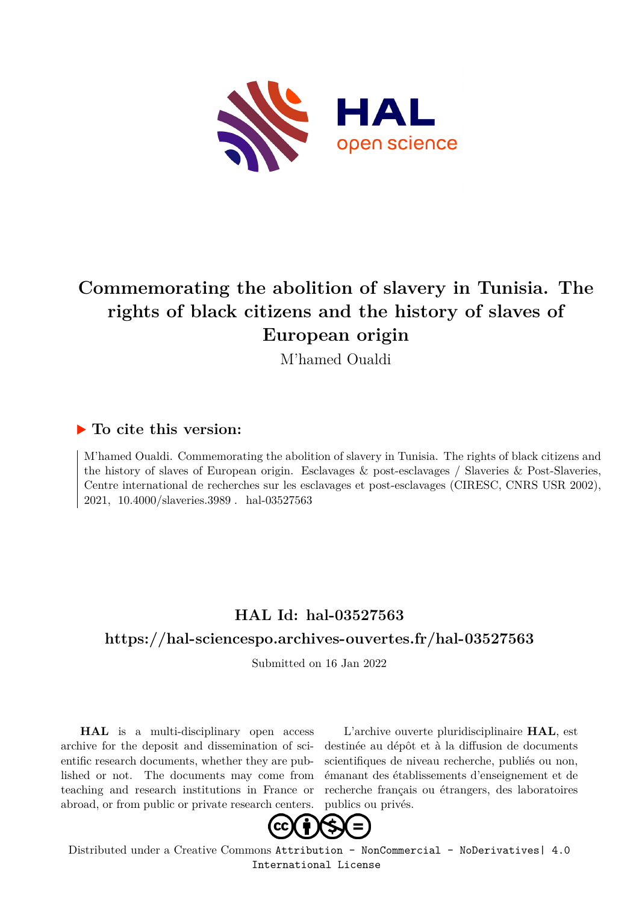# Commemorating the abolition of slavery in Tunisia. The rights of black citizens and the history of slaves of European origin

M'hamed Oualdi

## ▶ To cite this version:

M'hamed Oualdi. Commemorating the abolition of slavery in Tunisia. The rights of black citizens and the history of slaves of European origin. Esclavages & post-esclavages / Slaveries & Post-Slaveries, Centre international de recherches sur les esclavages et post-esclavages (CIRESC, CNRS USR 2002), 2021, 10.4000/slaveries.3989. hal-03527563

## HAL Id: hal-03527563

## https://hal-sciencespo.archives-ouvertes.fr/hal-03527563

Submitted on 16 Jan 2022

**HAL** is a multi-disciplinary open access archive for the deposit and dissemination of scientific research documents, whether they are published or not. The documents may come from teaching and research institutions in France or abroad, or from public or private research centers.

L'archive ouverte pluridisciplinaire **HAL**, est destinée au dépôt et à la diffusion de documents scientifiques de niveau recherche, publiés ou non, émanant des établissements d'enseignement et de recherche français ou étrangers, des laboratoires publics ou privés.

Distributed under a Creative Commons Attribution - NonCommercial - NoDerivatives| 4.0 International License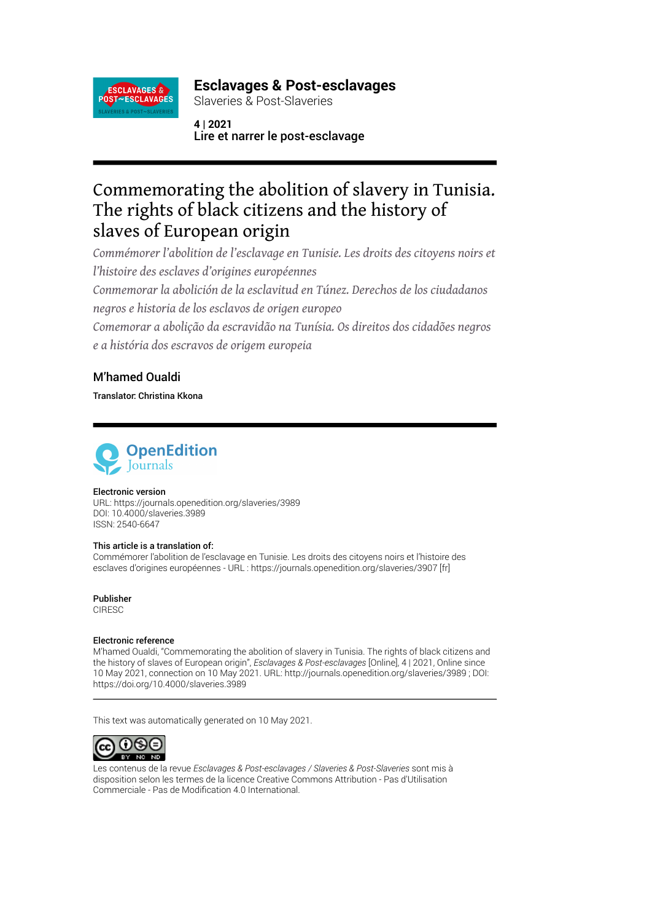**Esclavages & Post-esclavages**
Slaveries & Post-Slaveries

**4 | 2021**
**Lire et narrer le post-esclavage**

# Commemorating the abolition of slavery in Tunisia. The rights of black citizens and the history of slaves of European origin

*Commémorer l'abolition de l'esclavage en Tunisie. Les droits des citoyens noirs et l'histoire des esclaves d'origines européennes*

*Conmemorar la abolición de la esclavitud en Túnez. Derechos de los ciudadanos negros e historia de los esclavos de origen europeo*

*Comemorar a abolição da escravidão na Tunísia. Os direitos dos cidadões negros e a história dos escravos de origem europeia*

## M'hamed Oualdi

**Translator: Christina Kkona**

**Electronic version**
URL: https://journals.openedition.org/slaveries/3989
DOI: 10.4000/slaveries.3989
ISSN: 2540-6647

**This article is a translation of:**
Commémorer l'abolition de l'esclavage en Tunisie. Les droits des citoyens noirs et l'histoire des esclaves d'origines européennes - URL : https://journals.openedition.org/slaveries/3907 [fr]

**Publisher**
CIRESC

**Electronic reference**
M'hamed Oualdi, "Commemorating the abolition of slavery in Tunisia. The rights of black citizens and the history of slaves of European origin", *Esclavages & Post-esclavages* [Online], 4 | 2021, Online since 10 May 2021, connection on 10 May 2021. URL: http://journals.openedition.org/slaveries/3989 ; DOI: https://doi.org/10.4000/slaveries.3989

---

This text was automatically generated on 10 May 2021.

Les contenus de la revue *Esclavages & Post-esclavages / Slaveries & Post-Slaveries* sont mis à disposition selon les termes de la licence Creative Commons Attribution - Pas d'Utilisation Commerciale - Pas de Modification 4.0 International.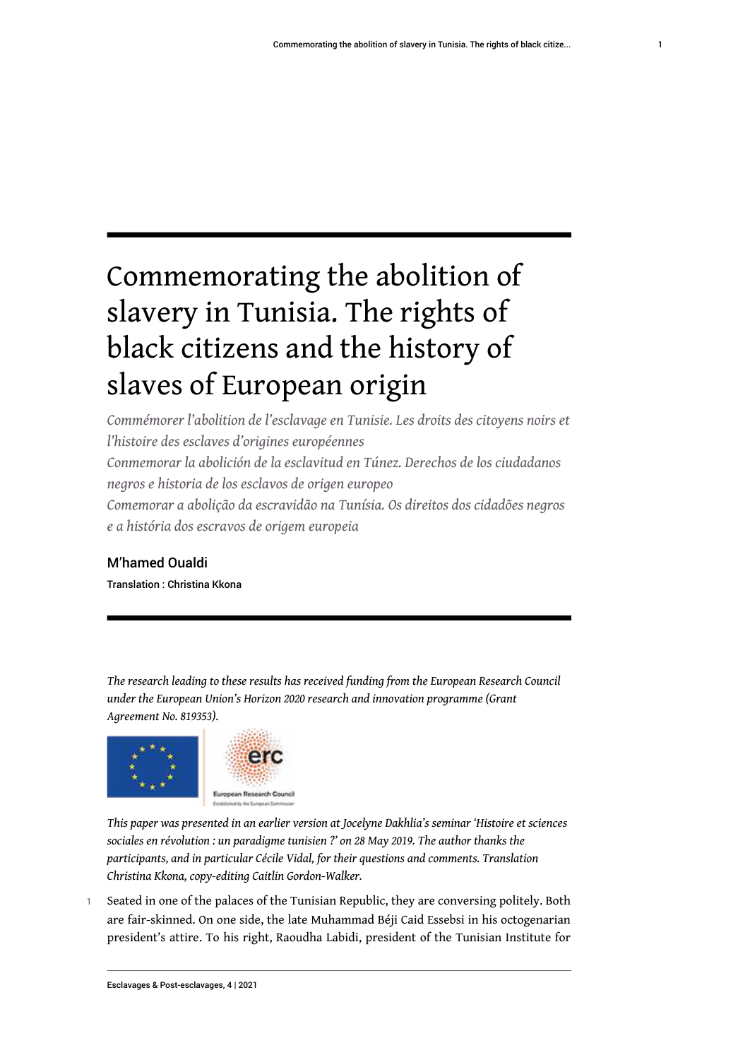# Commemorating the abolition of slavery in Tunisia. The rights of black citizens and the history of slaves of European origin

*Commémorer l'abolition de l'esclavage en Tunisie. Les droits des citoyens noirs et l'histoire des esclaves d'origines européennes*

*Conmemorar la abolición de la esclavitud en Túnez. Derechos de los ciudadanos negros e historia de los esclavos de origen europeo*

*Comemorar a abolição da escravidão na Tunísia. Os direitos dos cidadãos negros e a história dos escravos de origem europeia*

**M'hamed Oualdi**

Translation : Christina Kkona

*The research leading to these results has received funding from the European Research Council under the European Union's Horizon 2020 research and innovation programme (Grant Agreement No. 819353).*

*This paper was presented in an earlier version at Jocelyne Dakhlia's seminar 'Histoire et sciences sociales en révolution : un paradigme tunisien ?' on 28 May 2019. The author thanks the participants, and in particular Cécile Vidal, for their questions and comments. Translation Christina Kkona, copy-editing Caitlin Gordon-Walker.*

1 Seated in one of the palaces of the Tunisian Republic, they are conversing politely. Both are fair-skinned. On one side, the late Muhammad Béji Caid Essebsi in his octogenarian president's attire. To his right, Raoudha Labidi, president of the Tunisian Institute for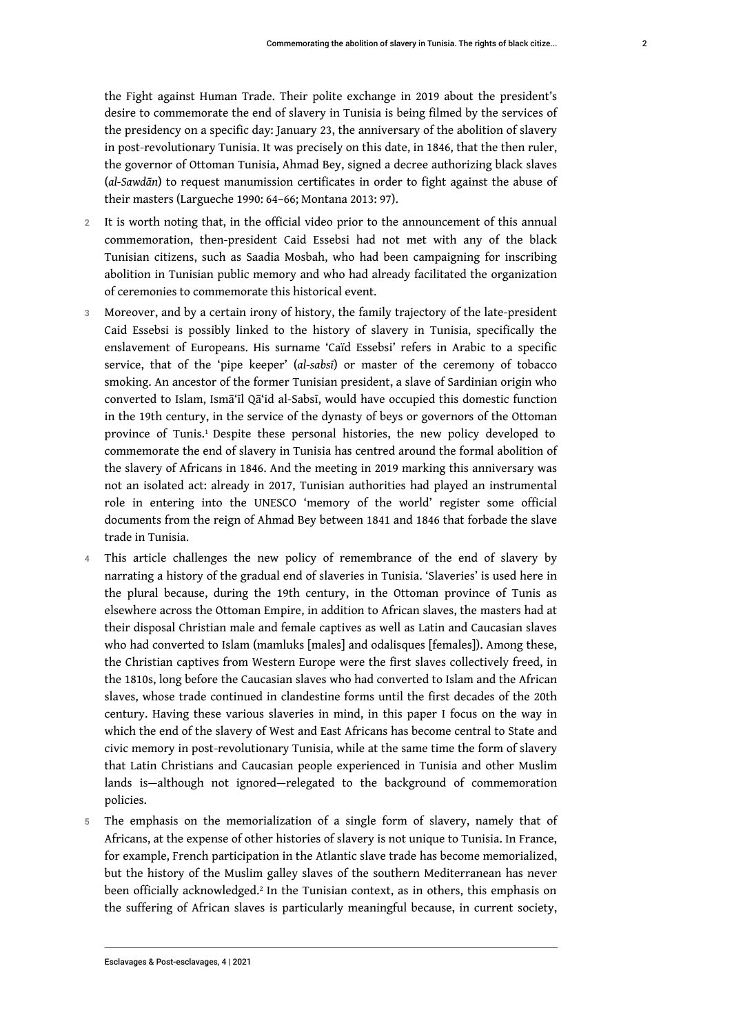the Fight against Human Trade. Their polite exchange in 2019 about the president's desire to commemorate the end of slavery in Tunisia is being filmed by the services of the presidency on a specific day: January 23, the anniversary of the abolition of slavery in post-revolutionary Tunisia. It was precisely on this date, in 1846, that the then ruler, the governor of Ottoman Tunisia, Ahmad Bey, signed a decree authorizing black slaves (*al-Sawdān*) to request manumission certificates in order to fight against the abuse of their masters (Largueche 1990: 64–66; Montana 2013: 97).

2 It is worth noting that, in the official video prior to the announcement of this annual commemoration, then-president Caid Essebsi had not met with any of the black Tunisian citizens, such as Saadia Mosbah, who had been campaigning for inscribing abolition in Tunisian public memory and who had already facilitated the organization of ceremonies to commemorate this historical event.

3 Moreover, and by a certain irony of history, the family trajectory of the late-president Caid Essebsi is possibly linked to the history of slavery in Tunisia, specifically the enslavement of Europeans. His surname 'Caïd Essebsi' refers in Arabic to a specific service, that of the 'pipe keeper' (*al-sabsī*) or master of the ceremony of tobacco smoking. An ancestor of the former Tunisian president, a slave of Sardinian origin who converted to Islam, Ismāʿīl Qāʿid al-Sabsī, would have occupied this domestic function in the 19th century, in the service of the dynasty of beys or governors of the Ottoman province of Tunis.[1] Despite these personal histories, the new policy developed to commemorate the end of slavery in Tunisia has centred around the formal abolition of the slavery of Africans in 1846. And the meeting in 2019 marking this anniversary was not an isolated act: already in 2017, Tunisian authorities had played an instrumental role in entering into the UNESCO 'memory of the world' register some official documents from the reign of Ahmad Bey between 1841 and 1846 that forbade the slave trade in Tunisia.

4 This article challenges the new policy of remembrance of the end of slavery by narrating a history of the gradual end of slaveries in Tunisia. 'Slaveries' is used here in the plural because, during the 19th century, in the Ottoman province of Tunis as elsewhere across the Ottoman Empire, in addition to African slaves, the masters had at their disposal Christian male and female captives as well as Latin and Caucasian slaves who had converted to Islam (mamluks [males] and odalisques [females]). Among these, the Christian captives from Western Europe were the first slaves collectively freed, in the 1810s, long before the Caucasian slaves who had converted to Islam and the African slaves, whose trade continued in clandestine forms until the first decades of the 20th century. Having these various slaveries in mind, in this paper I focus on the way in which the end of the slavery of West and East Africans has become central to State and civic memory in post-revolutionary Tunisia, while at the same time the form of slavery that Latin Christians and Caucasian people experienced in Tunisia and other Muslim lands is—although not ignored—relegated to the background of commemoration policies.

5 The emphasis on the memorialization of a single form of slavery, namely that of Africans, at the expense of other histories of slavery is not unique to Tunisia. In France, for example, French participation in the Atlantic slave trade has become memorialized, but the history of the Muslim galley slaves of the southern Mediterranean has never been officially acknowledged.[2] In the Tunisian context, as in others, this emphasis on the suffering of African slaves is particularly meaningful because, in current society,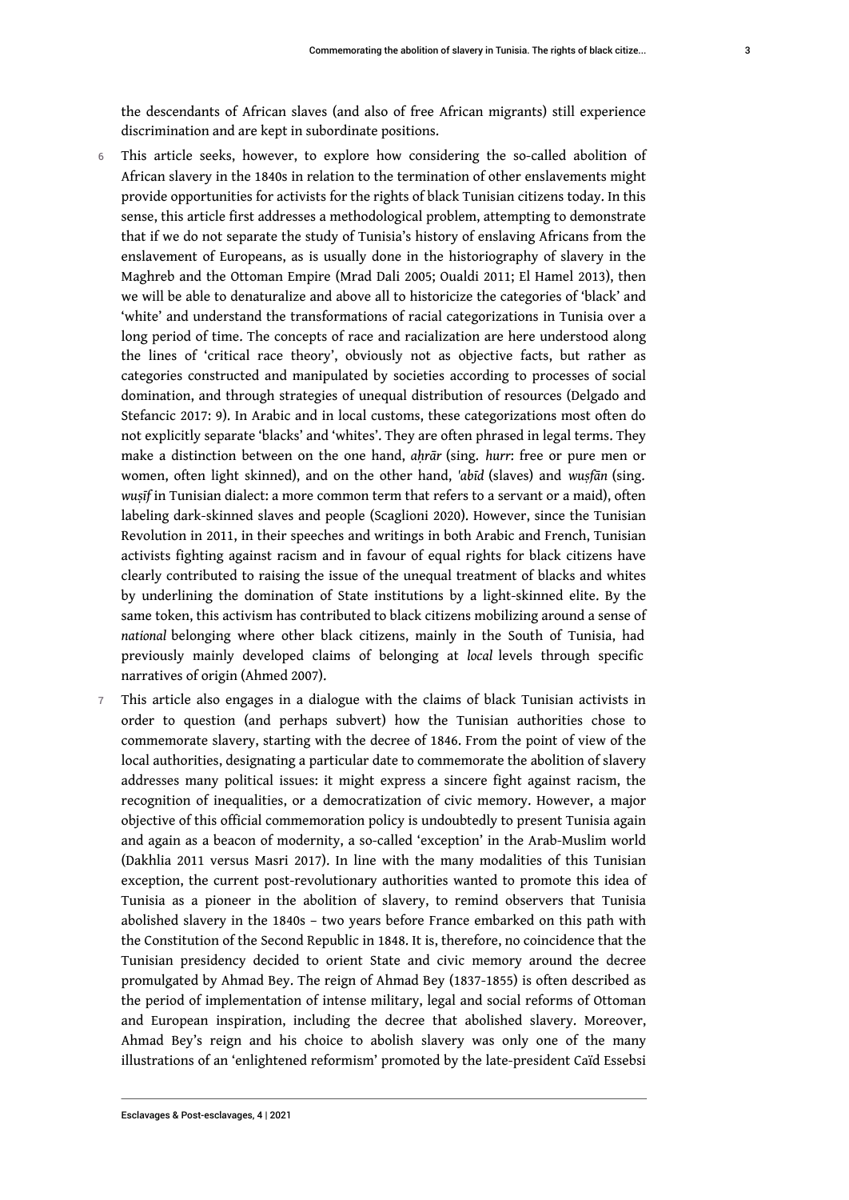the descendants of African slaves (and also of free African migrants) still experience discrimination and are kept in subordinate positions.

6 This article seeks, however, to explore how considering the so-called abolition of African slavery in the 1840s in relation to the termination of other enslavements might provide opportunities for activists for the rights of black Tunisian citizens today. In this sense, this article first addresses a methodological problem, attempting to demonstrate that if we do not separate the study of Tunisia's history of enslaving Africans from the enslavement of Europeans, as is usually done in the historiography of slavery in the Maghreb and the Ottoman Empire (Mrad Dali 2005; Oualdi 2011; El Hamel 2013), then we will be able to denaturalize and above all to historicize the categories of 'black' and 'white' and understand the transformations of racial categorizations in Tunisia over a long period of time. The concepts of race and racialization are here understood along the lines of 'critical race theory', obviously not as objective facts, but rather as categories constructed and manipulated by societies according to processes of social domination, and through strategies of unequal distribution of resources (Delgado and Stefancic 2017: 9). In Arabic and in local customs, these categorizations most often do not explicitly separate 'blacks' and 'whites'. They are often phrased in legal terms. They make a distinction between on the one hand, *aḥrār* (sing. *hurr*: free or pure men or women, often light skinned), and on the other hand, *'abīd* (slaves) and *wuṣfān* (sing. *wuṣīf* in Tunisian dialect: a more common term that refers to a servant or a maid), often labeling dark-skinned slaves and people (Scaglioni 2020). However, since the Tunisian Revolution in 2011, in their speeches and writings in both Arabic and French, Tunisian activists fighting against racism and in favour of equal rights for black citizens have clearly contributed to raising the issue of the unequal treatment of blacks and whites by underlining the domination of State institutions by a light-skinned elite. By the same token, this activism has contributed to black citizens mobilizing around a sense of *national* belonging where other black citizens, mainly in the South of Tunisia, had previously mainly developed claims of belonging at *local* levels through specific narratives of origin (Ahmed 2007).

7 This article also engages in a dialogue with the claims of black Tunisian activists in order to question (and perhaps subvert) how the Tunisian authorities chose to commemorate slavery, starting with the decree of 1846. From the point of view of the local authorities, designating a particular date to commemorate the abolition of slavery addresses many political issues: it might express a sincere fight against racism, the recognition of inequalities, or a democratization of civic memory. However, a major objective of this official commemoration policy is undoubtedly to present Tunisia again and again as a beacon of modernity, a so-called 'exception' in the Arab-Muslim world (Dakhlia 2011 versus Masri 2017). In line with the many modalities of this Tunisian exception, the current post-revolutionary authorities wanted to promote this idea of Tunisia as a pioneer in the abolition of slavery, to remind observers that Tunisia abolished slavery in the 1840s – two years before France embarked on this path with the Constitution of the Second Republic in 1848. It is, therefore, no coincidence that the Tunisian presidency decided to orient State and civic memory around the decree promulgated by Ahmad Bey. The reign of Ahmad Bey (1837-1855) is often described as the period of implementation of intense military, legal and social reforms of Ottoman and European inspiration, including the decree that abolished slavery. Moreover, Ahmad Bey's reign and his choice to abolish slavery was only one of the many illustrations of an 'enlightened reformism' promoted by the late-president Caïd Essebsi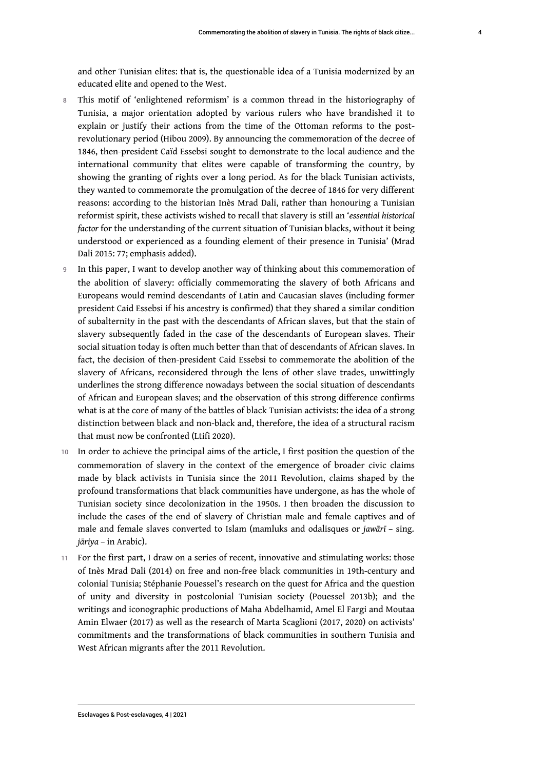and other Tunisian elites: that is, the questionable idea of a Tunisia modernized by an educated elite and opened to the West.

8 This motif of 'enlightened reformism' is a common thread in the historiography of Tunisia, a major orientation adopted by various rulers who have brandished it to explain or justify their actions from the time of the Ottoman reforms to the post-revolutionary period (Hibou 2009). By announcing the commemoration of the decree of 1846, then-president Caïd Essebsi sought to demonstrate to the local audience and the international community that elites were capable of transforming the country, by showing the granting of rights over a long period. As for the black Tunisian activists, they wanted to commemorate the promulgation of the decree of 1846 for very different reasons: according to the historian Inès Mrad Dali, rather than honouring a Tunisian reformist spirit, these activists wished to recall that slavery is still an '*essential historical factor* for the understanding of the current situation of Tunisian blacks, without it being understood or experienced as a founding element of their presence in Tunisia' (Mrad Dali 2015: 77; emphasis added).

9 In this paper, I want to develop another way of thinking about this commemoration of the abolition of slavery: officially commemorating the slavery of both Africans and Europeans would remind descendants of Latin and Caucasian slaves (including former president Caid Essebsi if his ancestry is confirmed) that they shared a similar condition of subalternity in the past with the descendants of African slaves, but that the stain of slavery subsequently faded in the case of the descendants of European slaves. Their social situation today is often much better than that of descendants of African slaves. In fact, the decision of then-president Caid Essebsi to commemorate the abolition of the slavery of Africans, reconsidered through the lens of other slave trades, unwittingly underlines the strong difference nowadays between the social situation of descendants of African and European slaves; and the observation of this strong difference confirms what is at the core of many of the battles of black Tunisian activists: the idea of a strong distinction between black and non-black and, therefore, the idea of a structural racism that must now be confronted (Ltifi 2020).

10 In order to achieve the principal aims of the article, I first position the question of the commemoration of slavery in the context of the emergence of broader civic claims made by black activists in Tunisia since the 2011 Revolution, claims shaped by the profound transformations that black communities have undergone, as has the whole of Tunisian society since decolonization in the 1950s. I then broaden the discussion to include the cases of the end of slavery of Christian male and female captives and of male and female slaves converted to Islam (mamluks and odalisques or *jawārī* – sing. *jāriya* – in Arabic).

11 For the first part, I draw on a series of recent, innovative and stimulating works: those of Inès Mrad Dali (2014) on free and non-free black communities in 19th-century and colonial Tunisia; Stéphanie Pouessel's research on the quest for Africa and the question of unity and diversity in postcolonial Tunisian society (Pouessel 2013b); and the writings and iconographic productions of Maha Abdelhamid, Amel El Fargi and Moutaa Amin Elwaer (2017) as well as the research of Marta Scaglioni (2017, 2020) on activists' commitments and the transformations of black communities in southern Tunisia and West African migrants after the 2011 Revolution.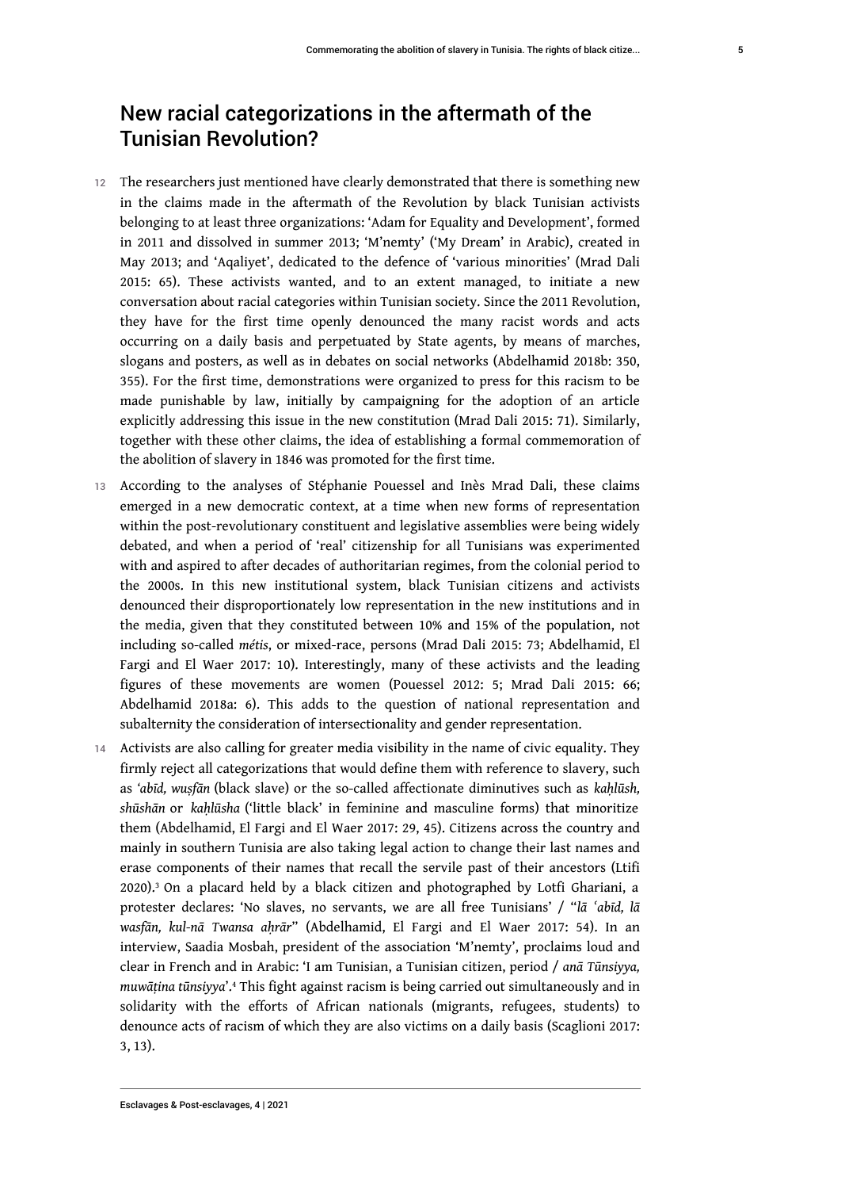## New racial categorizations in the aftermath of the Tunisian Revolution?

12 The researchers just mentioned have clearly demonstrated that there is something new in the claims made in the aftermath of the Revolution by black Tunisian activists belonging to at least three organizations: 'Adam for Equality and Development', formed in 2011 and dissolved in summer 2013; 'M'nemty' ('My Dream' in Arabic), created in May 2013; and 'Aqaliyet', dedicated to the defence of 'various minorities' (Mrad Dali 2015: 65). These activists wanted, and to an extent managed, to initiate a new conversation about racial categories within Tunisian society. Since the 2011 Revolution, they have for the first time openly denounced the many racist words and acts occurring on a daily basis and perpetuated by State agents, by means of marches, slogans and posters, as well as in debates on social networks (Abdelhamid 2018b: 350, 355). For the first time, demonstrations were organized to press for this racism to be made punishable by law, initially by campaigning for the adoption of an article explicitly addressing this issue in the new constitution (Mrad Dali 2015: 71). Similarly, together with these other claims, the idea of establishing a formal commemoration of the abolition of slavery in 1846 was promoted for the first time.

13 According to the analyses of Stéphanie Pouessel and Inès Mrad Dali, these claims emerged in a new democratic context, at a time when new forms of representation within the post-revolutionary constituent and legislative assemblies were being widely debated, and when a period of 'real' citizenship for all Tunisians was experimented with and aspired to after decades of authoritarian regimes, from the colonial period to the 2000s. In this new institutional system, black Tunisian citizens and activists denounced their disproportionately low representation in the new institutions and in the media, given that they constituted between 10% and 15% of the population, not including so-called *métis*, or mixed-race, persons (Mrad Dali 2015: 73; Abdelhamid, El Fargi and El Waer 2017: 10). Interestingly, many of these activists and the leading figures of these movements are women (Pouessel 2012: 5; Mrad Dali 2015: 66; Abdelhamid 2018a: 6). This adds to the question of national representation and subalternity the consideration of intersectionality and gender representation.

14 Activists are also calling for greater media visibility in the name of civic equality. They firmly reject all categorizations that would define them with reference to slavery, such as *'abīd, wuṣfān* (black slave) or the so-called affectionate diminutives such as *kaḥlūsh, shūshān* or *kaḥlūsha* ('little black' in feminine and masculine forms) that minoritize them (Abdelhamid, El Fargi and El Waer 2017: 29, 45). Citizens across the country and mainly in southern Tunisia are also taking legal action to change their last names and erase components of their names that recall the servile past of their ancestors (Ltifi 2020).[3] On a placard held by a black citizen and photographed by Lotfi Ghariani, a protester declares: 'No slaves, no servants, we are all free Tunisians' / "*lā 'abīd, lā wasfān, kul-nā Twansa aḥrār*" (Abdelhamid, El Fargi and El Waer 2017: 54). In an interview, Saadia Mosbah, president of the association 'M'nemty', proclaims loud and clear in French and in Arabic: 'I am Tunisian, a Tunisian citizen, period / *anā Tūnsiyya, muwāṭina tūnsiyya*'.[4] This fight against racism is being carried out simultaneously and in solidarity with the efforts of African nationals (migrants, refugees, students) to denounce acts of racism of which they are also victims on a daily basis (Scaglioni 2017: 3, 13).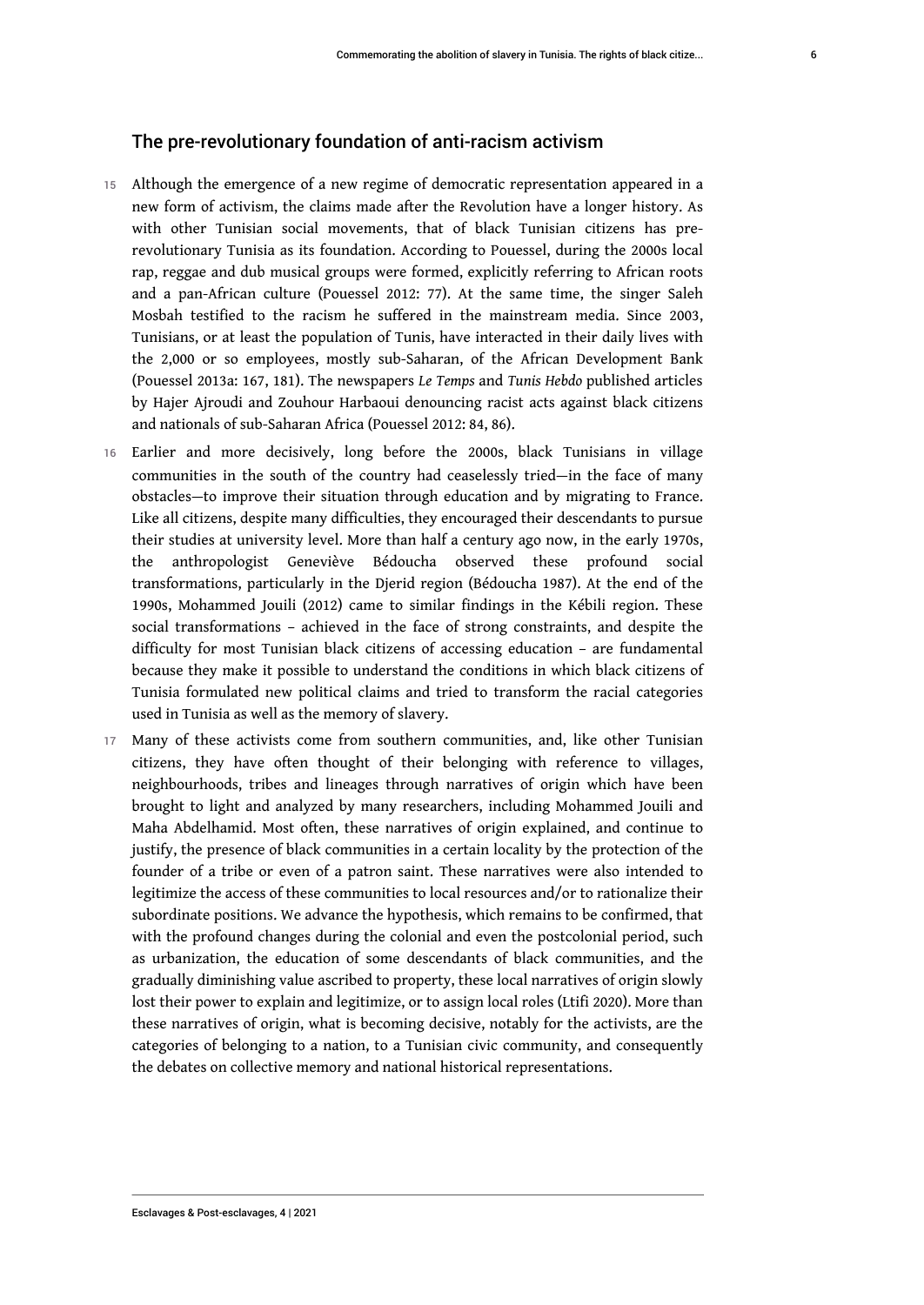## The pre-revolutionary foundation of anti-racism activism

15 Although the emergence of a new regime of democratic representation appeared in a new form of activism, the claims made after the Revolution have a longer history. As with other Tunisian social movements, that of black Tunisian citizens has pre-revolutionary Tunisia as its foundation. According to Pouessel, during the 2000s local rap, reggae and dub musical groups were formed, explicitly referring to African roots and a pan-African culture (Pouessel 2012: 77). At the same time, the singer Saleh Mosbah testified to the racism he suffered in the mainstream media. Since 2003, Tunisians, or at least the population of Tunis, have interacted in their daily lives with the 2,000 or so employees, mostly sub-Saharan, of the African Development Bank (Pouessel 2013a: 167, 181). The newspapers *Le Temps* and *Tunis Hebdo* published articles by Hajer Ajroudi and Zouhour Harbaoui denouncing racist acts against black citizens and nationals of sub-Saharan Africa (Pouessel 2012: 84, 86).

16 Earlier and more decisively, long before the 2000s, black Tunisians in village communities in the south of the country had ceaselessly tried—in the face of many obstacles—to improve their situation through education and by migrating to France. Like all citizens, despite many difficulties, they encouraged their descendants to pursue their studies at university level. More than half a century ago now, in the early 1970s, the anthropologist Geneviève Bédoucha observed these profound social transformations, particularly in the Djerid region (Bédoucha 1987). At the end of the 1990s, Mohammed Jouili (2012) came to similar findings in the Kébili region. These social transformations – achieved in the face of strong constraints, and despite the difficulty for most Tunisian black citizens of accessing education – are fundamental because they make it possible to understand the conditions in which black citizens of Tunisia formulated new political claims and tried to transform the racial categories used in Tunisia as well as the memory of slavery.

17 Many of these activists come from southern communities, and, like other Tunisian citizens, they have often thought of their belonging with reference to villages, neighbourhoods, tribes and lineages through narratives of origin which have been brought to light and analyzed by many researchers, including Mohammed Jouili and Maha Abdelhamid. Most often, these narratives of origin explained, and continue to justify, the presence of black communities in a certain locality by the protection of the founder of a tribe or even of a patron saint. These narratives were also intended to legitimize the access of these communities to local resources and/or to rationalize their subordinate positions. We advance the hypothesis, which remains to be confirmed, that with the profound changes during the colonial and even the postcolonial period, such as urbanization, the education of some descendants of black communities, and the gradually diminishing value ascribed to property, these local narratives of origin slowly lost their power to explain and legitimize, or to assign local roles (Ltifi 2020). More than these narratives of origin, what is becoming decisive, notably for the activists, are the categories of belonging to a nation, to a Tunisian civic community, and consequently the debates on collective memory and national historical representations.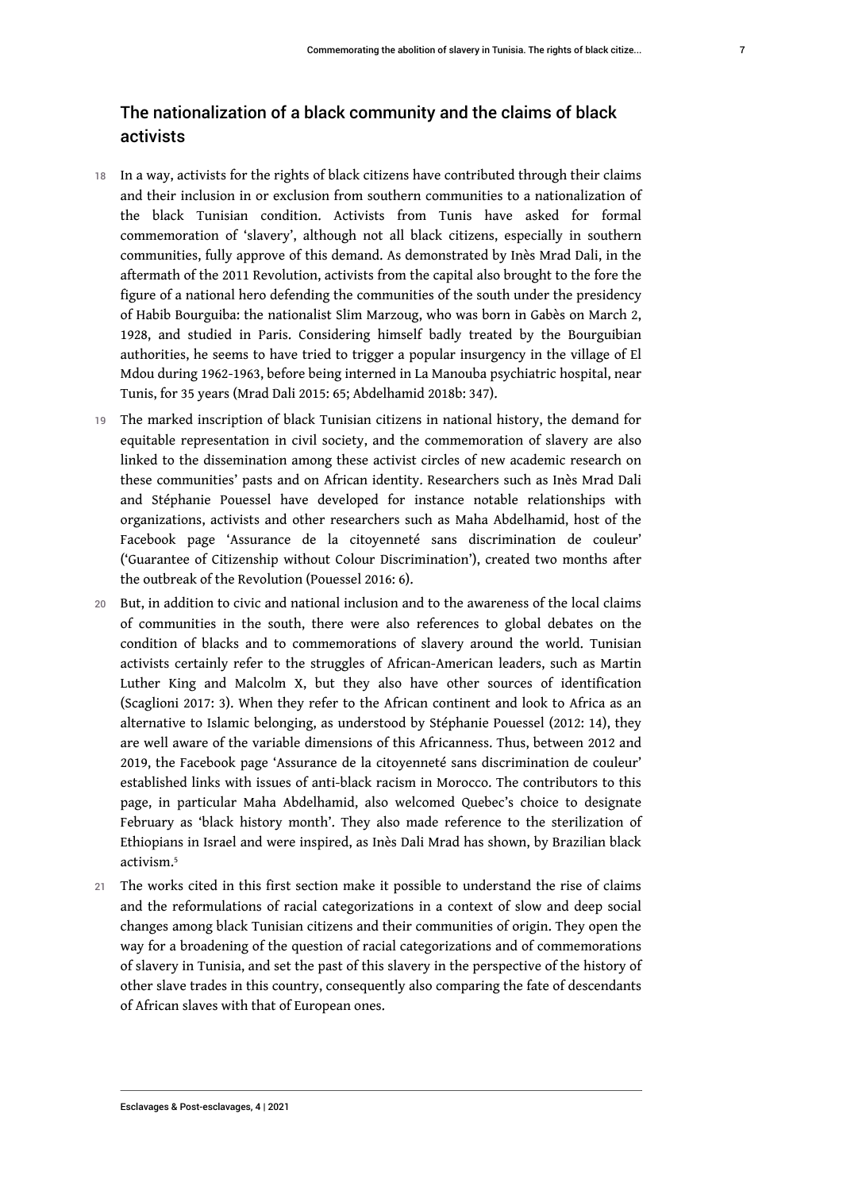## The nationalization of a black community and the claims of black activists

18 In a way, activists for the rights of black citizens have contributed through their claims and their inclusion in or exclusion from southern communities to a nationalization of the black Tunisian condition. Activists from Tunis have asked for formal commemoration of 'slavery', although not all black citizens, especially in southern communities, fully approve of this demand. As demonstrated by Inès Mrad Dali, in the aftermath of the 2011 Revolution, activists from the capital also brought to the fore the figure of a national hero defending the communities of the south under the presidency of Habib Bourguiba: the nationalist Slim Marzoug, who was born in Gabès on March 2, 1928, and studied in Paris. Considering himself badly treated by the Bourguibian authorities, he seems to have tried to trigger a popular insurgency in the village of El Mdou during 1962-1963, before being interned in La Manouba psychiatric hospital, near Tunis, for 35 years (Mrad Dali 2015: 65; Abdelhamid 2018b: 347).

19 The marked inscription of black Tunisian citizens in national history, the demand for equitable representation in civil society, and the commemoration of slavery are also linked to the dissemination among these activist circles of new academic research on these communities' pasts and on African identity. Researchers such as Inès Mrad Dali and Stéphanie Pouessel have developed for instance notable relationships with organizations, activists and other researchers such as Maha Abdelhamid, host of the Facebook page 'Assurance de la citoyenneté sans discrimination de couleur' ('Guarantee of Citizenship without Colour Discrimination'), created two months after the outbreak of the Revolution (Pouessel 2016: 6).

20 But, in addition to civic and national inclusion and to the awareness of the local claims of communities in the south, there were also references to global debates on the condition of blacks and to commemorations of slavery around the world. Tunisian activists certainly refer to the struggles of African-American leaders, such as Martin Luther King and Malcolm X, but they also have other sources of identification (Scaglioni 2017: 3). When they refer to the African continent and look to Africa as an alternative to Islamic belonging, as understood by Stéphanie Pouessel (2012: 14), they are well aware of the variable dimensions of this Africanness. Thus, between 2012 and 2019, the Facebook page 'Assurance de la citoyenneté sans discrimination de couleur' established links with issues of anti-black racism in Morocco. The contributors to this page, in particular Maha Abdelhamid, also welcomed Quebec's choice to designate February as 'black history month'. They also made reference to the sterilization of Ethiopians in Israel and were inspired, as Inès Dali Mrad has shown, by Brazilian black activism.[5]

21 The works cited in this first section make it possible to understand the rise of claims and the reformulations of racial categorizations in a context of slow and deep social changes among black Tunisian citizens and their communities of origin. They open the way for a broadening of the question of racial categorizations and of commemorations of slavery in Tunisia, and set the past of this slavery in the perspective of the history of other slave trades in this country, consequently also comparing the fate of descendants of African slaves with that of European ones.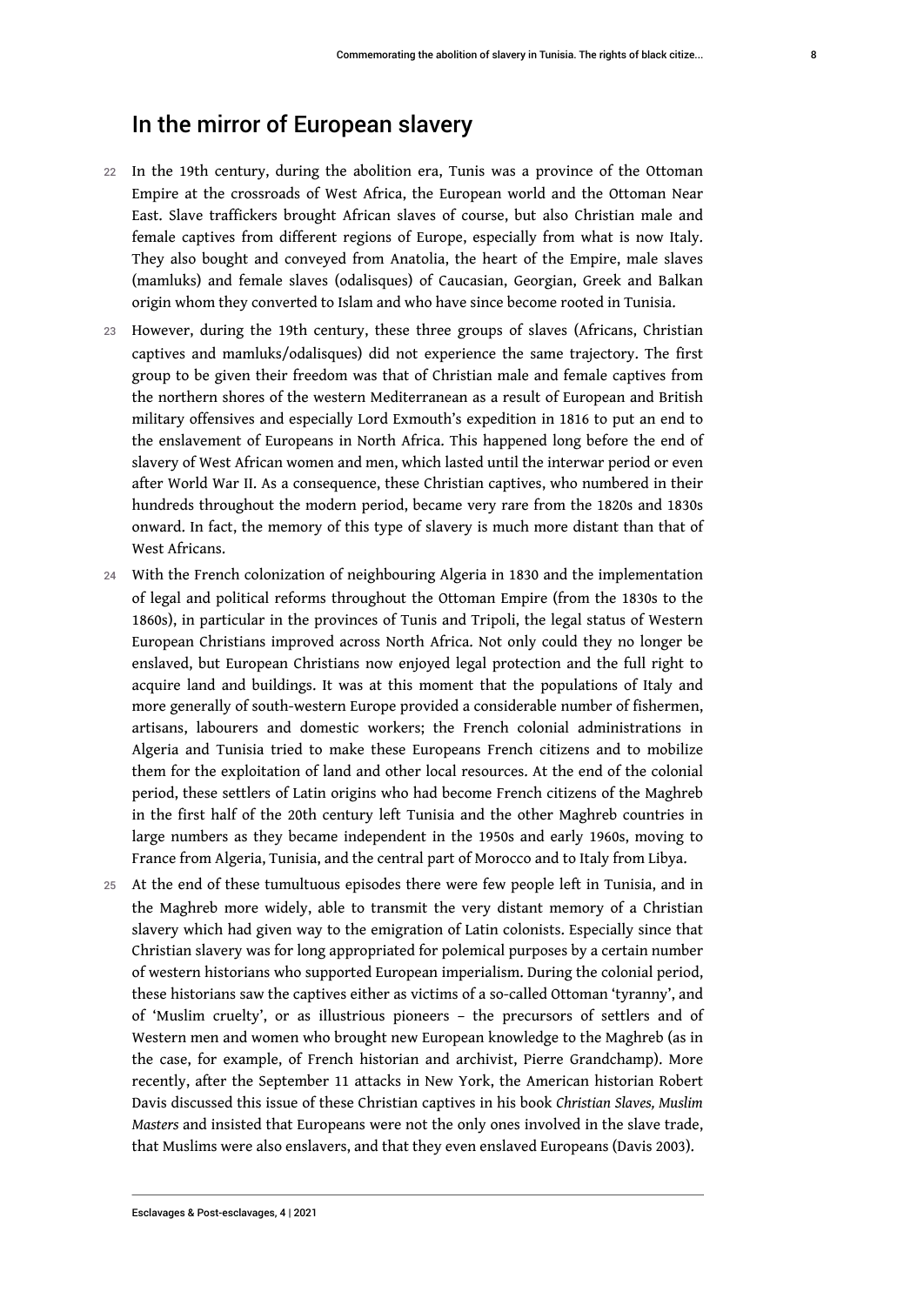## In the mirror of European slavery

22 In the 19th century, during the abolition era, Tunis was a province of the Ottoman Empire at the crossroads of West Africa, the European world and the Ottoman Near East. Slave traffickers brought African slaves of course, but also Christian male and female captives from different regions of Europe, especially from what is now Italy. They also bought and conveyed from Anatolia, the heart of the Empire, male slaves (mamluks) and female slaves (odalisques) of Caucasian, Georgian, Greek and Balkan origin whom they converted to Islam and who have since become rooted in Tunisia.

23 However, during the 19th century, these three groups of slaves (Africans, Christian captives and mamluks/odalisques) did not experience the same trajectory. The first group to be given their freedom was that of Christian male and female captives from the northern shores of the western Mediterranean as a result of European and British military offensives and especially Lord Exmouth's expedition in 1816 to put an end to the enslavement of Europeans in North Africa. This happened long before the end of slavery of West African women and men, which lasted until the interwar period or even after World War II. As a consequence, these Christian captives, who numbered in their hundreds throughout the modern period, became very rare from the 1820s and 1830s onward. In fact, the memory of this type of slavery is much more distant than that of West Africans.

24 With the French colonization of neighbouring Algeria in 1830 and the implementation of legal and political reforms throughout the Ottoman Empire (from the 1830s to the 1860s), in particular in the provinces of Tunis and Tripoli, the legal status of Western European Christians improved across North Africa. Not only could they no longer be enslaved, but European Christians now enjoyed legal protection and the full right to acquire land and buildings. It was at this moment that the populations of Italy and more generally of south-western Europe provided a considerable number of fishermen, artisans, labourers and domestic workers; the French colonial administrations in Algeria and Tunisia tried to make these Europeans French citizens and to mobilize them for the exploitation of land and other local resources. At the end of the colonial period, these settlers of Latin origins who had become French citizens of the Maghreb in the first half of the 20th century left Tunisia and the other Maghreb countries in large numbers as they became independent in the 1950s and early 1960s, moving to France from Algeria, Tunisia, and the central part of Morocco and to Italy from Libya.

25 At the end of these tumultuous episodes there were few people left in Tunisia, and in the Maghreb more widely, able to transmit the very distant memory of a Christian slavery which had given way to the emigration of Latin colonists. Especially since that Christian slavery was for long appropriated for polemical purposes by a certain number of western historians who supported European imperialism. During the colonial period, these historians saw the captives either as victims of a so-called Ottoman 'tyranny', and of 'Muslim cruelty', or as illustrious pioneers – the precursors of settlers and of Western men and women who brought new European knowledge to the Maghreb (as in the case, for example, of French historian and archivist, Pierre Grandchamp). More recently, after the September 11 attacks in New York, the American historian Robert Davis discussed this issue of these Christian captives in his book *Christian Slaves, Muslim Masters* and insisted that Europeans were not the only ones involved in the slave trade, that Muslims were also enslavers, and that they even enslaved Europeans (Davis 2003).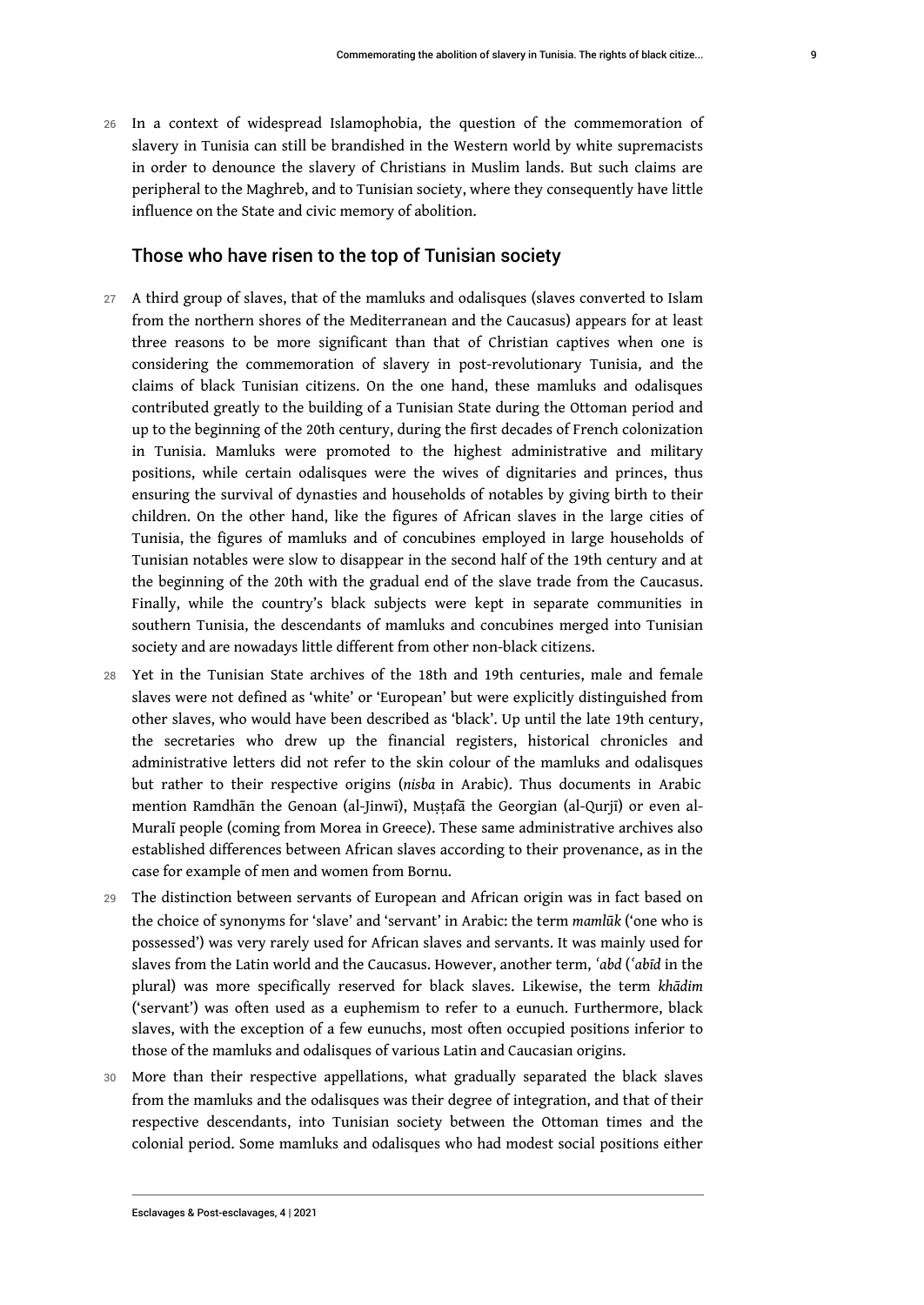26 In a context of widespread Islamophobia, the question of the commemoration of slavery in Tunisia can still be brandished in the Western world by white supremacists in order to denounce the slavery of Christians in Muslim lands. But such claims are peripheral to the Maghreb, and to Tunisian society, where they consequently have little influence on the State and civic memory of abolition.

## Those who have risen to the top of Tunisian society

27 A third group of slaves, that of the mamluks and odalisques (slaves converted to Islam from the northern shores of the Mediterranean and the Caucasus) appears for at least three reasons to be more significant than that of Christian captives when one is considering the commemoration of slavery in post-revolutionary Tunisia, and the claims of black Tunisian citizens. On the one hand, these mamluks and odalisques contributed greatly to the building of a Tunisian State during the Ottoman period and up to the beginning of the 20th century, during the first decades of French colonization in Tunisia. Mamluks were promoted to the highest administrative and military positions, while certain odalisques were the wives of dignitaries and princes, thus ensuring the survival of dynasties and households of notables by giving birth to their children. On the other hand, like the figures of African slaves in the large cities of Tunisia, the figures of mamluks and of concubines employed in large households of Tunisian notables were slow to disappear in the second half of the 19th century and at the beginning of the 20th with the gradual end of the slave trade from the Caucasus. Finally, while the country's black subjects were kept in separate communities in southern Tunisia, the descendants of mamluks and concubines merged into Tunisian society and are nowadays little different from other non-black citizens.

28 Yet in the Tunisian State archives of the 18th and 19th centuries, male and female slaves were not defined as 'white' or 'European' but were explicitly distinguished from other slaves, who would have been described as 'black'. Up until the late 19th century, the secretaries who drew up the financial registers, historical chronicles and administrative letters did not refer to the skin colour of the mamluks and odalisques but rather to their respective origins (*nisba* in Arabic). Thus documents in Arabic mention Ramdhān the Genoan (al-Jinwī), Muṣṭafā the Georgian (al-Qurjī) or even al-Muralī people (coming from Morea in Greece). These same administrative archives also established differences between African slaves according to their provenance, as in the case for example of men and women from Bornu.

29 The distinction between servants of European and African origin was in fact based on the choice of synonyms for 'slave' and 'servant' in Arabic: the term *mamlūk* ('one who is possessed') was very rarely used for African slaves and servants. It was mainly used for slaves from the Latin world and the Caucasus. However, another term, *ʿabd* (*ʿabīd* in the plural) was more specifically reserved for black slaves. Likewise, the term *khādim* ('servant') was often used as a euphemism to refer to a eunuch. Furthermore, black slaves, with the exception of a few eunuchs, most often occupied positions inferior to those of the mamluks and odalisques of various Latin and Caucasian origins.

30 More than their respective appellations, what gradually separated the black slaves from the mamluks and the odalisques was their degree of integration, and that of their respective descendants, into Tunisian society between the Ottoman times and the colonial period. Some mamluks and odalisques who had modest social positions either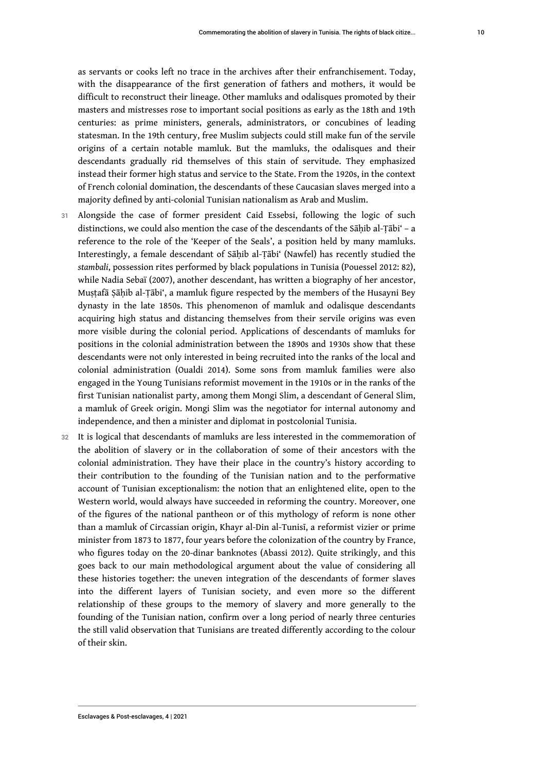as servants or cooks left no trace in the archives after their enfranchisement. Today, with the disappearance of the first generation of fathers and mothers, it would be difficult to reconstruct their lineage. Other mamluks and odalisques promoted by their masters and mistresses rose to important social positions as early as the 18th and 19th centuries: as prime ministers, generals, administrators, or concubines of leading statesman. In the 19th century, free Muslim subjects could still make fun of the servile origins of a certain notable mamluk. But the mamluks, the odalisques and their descendants gradually rid themselves of this stain of servitude. They emphasized instead their former high status and service to the State. From the 1920s, in the context of French colonial domination, the descendants of these Caucasian slaves merged into a majority defined by anti-colonial Tunisian nationalism as Arab and Muslim.

31 Alongside the case of former president Caid Essebsi, following the logic of such distinctions, we could also mention the case of the descendants of the Sāḥib al-Ṭābiʿ – a reference to the role of the 'Keeper of the Seals', a position held by many mamluks. Interestingly, a female descendant of Sāḥib al-Ṭābiʿ (Nawfel) has recently studied the *stambali*, possession rites performed by black populations in Tunisia (Pouessel 2012: 82), while Nadia Sebaï (2007), another descendant, has written a biography of her ancestor, Muṣṭafā Ṣāḥib al-Ṭābiʿ, a mamluk figure respected by the members of the Husayni Bey dynasty in the late 1850s. This phenomenon of mamluk and odalisque descendants acquiring high status and distancing themselves from their servile origins was even more visible during the colonial period. Applications of descendants of mamluks for positions in the colonial administration between the 1890s and 1930s show that these descendants were not only interested in being recruited into the ranks of the local and colonial administration (Oualdi 2014). Some sons from mamluk families were also engaged in the Young Tunisians reformist movement in the 1910s or in the ranks of the first Tunisian nationalist party, among them Mongi Slim, a descendant of General Slim, a mamluk of Greek origin. Mongi Slim was the negotiator for internal autonomy and independence, and then a minister and diplomat in postcolonial Tunisia.

32 It is logical that descendants of mamluks are less interested in the commemoration of the abolition of slavery or in the collaboration of some of their ancestors with the colonial administration. They have their place in the country's history according to their contribution to the founding of the Tunisian nation and to the performative account of Tunisian exceptionalism: the notion that an enlightened elite, open to the Western world, would always have succeeded in reforming the country. Moreover, one of the figures of the national pantheon or of this mythology of reform is none other than a mamluk of Circassian origin, Khayr al-Din al-Tunisī, a reformist vizier or prime minister from 1873 to 1877, four years before the colonization of the country by France, who figures today on the 20-dinar banknotes (Abassi 2012). Quite strikingly, and this goes back to our main methodological argument about the value of considering all these histories together: the uneven integration of the descendants of former slaves into the different layers of Tunisian society, and even more so the different relationship of these groups to the memory of slavery and more generally to the founding of the Tunisian nation, confirm over a long period of nearly three centuries the still valid observation that Tunisians are treated differently according to the colour of their skin.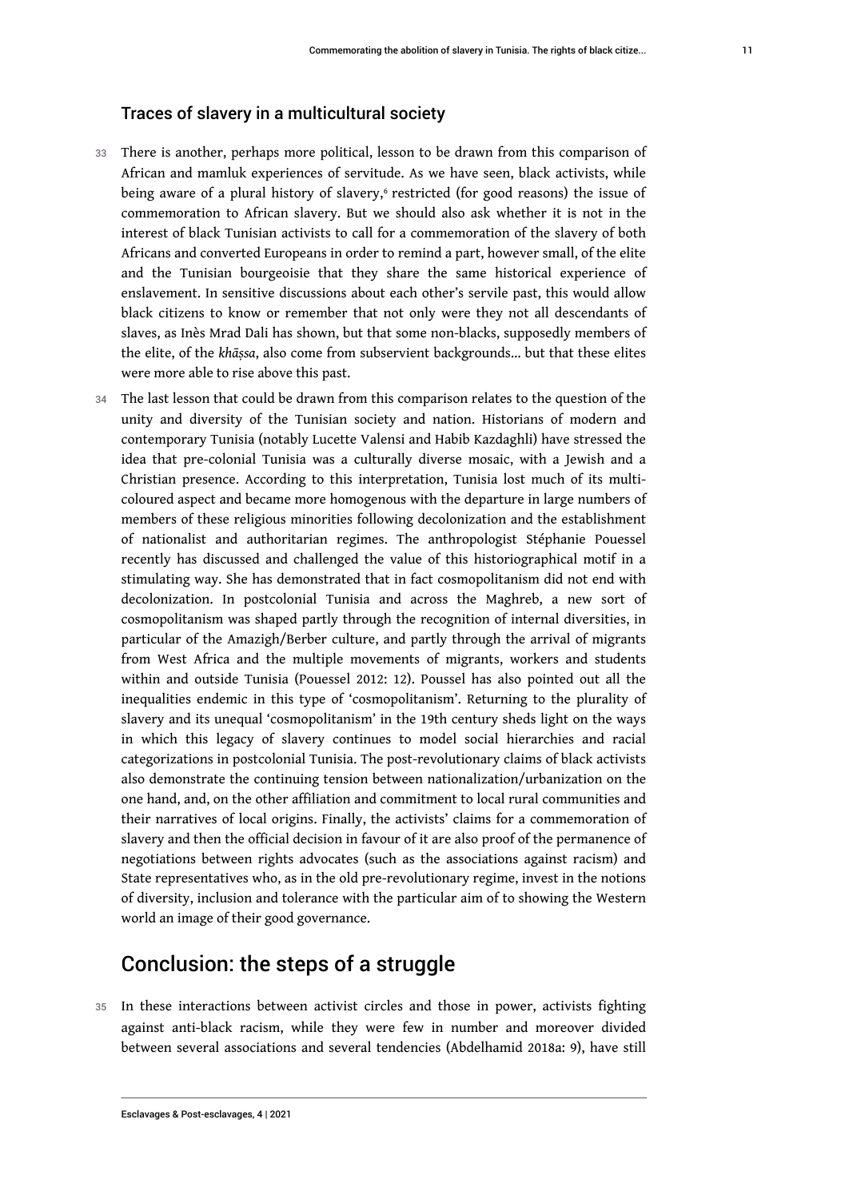## Traces of slavery in a multicultural society

33 There is another, perhaps more political, lesson to be drawn from this comparison of African and mamluk experiences of servitude. As we have seen, black activists, while being aware of a plural history of slavery,[6] restricted (for good reasons) the issue of commemoration to African slavery. But we should also ask whether it is not in the interest of black Tunisian activists to call for a commemoration of the slavery of both Africans and converted Europeans in order to remind a part, however small, of the elite and the Tunisian bourgeoisie that they share the same historical experience of enslavement. In sensitive discussions about each other's servile past, this would allow black citizens to know or remember that not only were they not all descendants of slaves, as Inès Mrad Dali has shown, but that some non-blacks, supposedly members of the elite, of the *khāṣṣa*, also come from subservient backgrounds… but that these elites were more able to rise above this past.

34 The last lesson that could be drawn from this comparison relates to the question of the unity and diversity of the Tunisian society and nation. Historians of modern and contemporary Tunisia (notably Lucette Valensi and Habib Kazdaghli) have stressed the idea that pre-colonial Tunisia was a culturally diverse mosaic, with a Jewish and a Christian presence. According to this interpretation, Tunisia lost much of its multi-coloured aspect and became more homogenous with the departure in large numbers of members of these religious minorities following decolonization and the establishment of nationalist and authoritarian regimes. The anthropologist Stéphanie Pouessel recently has discussed and challenged the value of this historiographical motif in a stimulating way. She has demonstrated that in fact cosmopolitanism did not end with decolonization. In postcolonial Tunisia and across the Maghreb, a new sort of cosmopolitanism was shaped partly through the recognition of internal diversities, in particular of the Amazigh/Berber culture, and partly through the arrival of migrants from West Africa and the multiple movements of migrants, workers and students within and outside Tunisia (Pouessel 2012: 12). Poussel has also pointed out all the inequalities endemic in this type of 'cosmopolitanism'. Returning to the plurality of slavery and its unequal 'cosmopolitanism' in the 19th century sheds light on the ways in which this legacy of slavery continues to model social hierarchies and racial categorizations in postcolonial Tunisia. The post-revolutionary claims of black activists also demonstrate the continuing tension between nationalization/urbanization on the one hand, and, on the other affiliation and commitment to local rural communities and their narratives of local origins. Finally, the activists' claims for a commemoration of slavery and then the official decision in favour of it are also proof of the permanence of negotiations between rights advocates (such as the associations against racism) and State representatives who, as in the old pre-revolutionary regime, invest in the notions of diversity, inclusion and tolerance with the particular aim of to showing the Western world an image of their good governance.

# Conclusion: the steps of a struggle

35 In these interactions between activist circles and those in power, activists fighting against anti-black racism, while they were few in number and moreover divided between several associations and several tendencies (Abdelhamid 2018a: 9), have still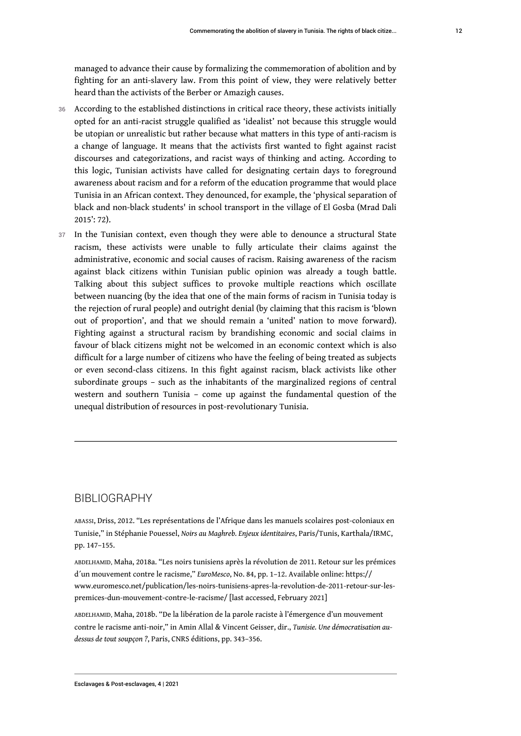managed to advance their cause by formalizing the commemoration of abolition and by fighting for an anti-slavery law. From this point of view, they were relatively better heard than the activists of the Berber or Amazigh causes.

36 According to the established distinctions in critical race theory, these activists initially opted for an anti-racist struggle qualified as 'idealist' not because this struggle would be utopian or unrealistic but rather because what matters in this type of anti-racism is a change of language. It means that the activists first wanted to fight against racist discourses and categorizations, and racist ways of thinking and acting. According to this logic, Tunisian activists have called for designating certain days to foreground awareness about racism and for a reform of the education programme that would place Tunisia in an African context. They denounced, for example, the 'physical separation of black and non-black students' in school transport in the village of El Gosba (Mrad Dali 2015': 72).

37 In the Tunisian context, even though they were able to denounce a structural State racism, these activists were unable to fully articulate their claims against the administrative, economic and social causes of racism. Raising awareness of the racism against black citizens within Tunisian public opinion was already a tough battle. Talking about this subject suffices to provoke multiple reactions which oscillate between nuancing (by the idea that one of the main forms of racism in Tunisia today is the rejection of rural people) and outright denial (by claiming that this racism is 'blown out of proportion', and that we should remain a 'united' nation to move forward). Fighting against a structural racism by brandishing economic and social claims in favour of black citizens might not be welcomed in an economic context which is also difficult for a large number of citizens who have the feeling of being treated as subjects or even second-class citizens. In this fight against racism, black activists like other subordinate groups – such as the inhabitants of the marginalized regions of central western and southern Tunisia – come up against the fundamental question of the unequal distribution of resources in post-revolutionary Tunisia.

## BIBLIOGRAPHY

ABASSI, Driss, 2012. "Les représentations de l'Afrique dans les manuels scolaires post-coloniaux en Tunisie," in Stéphanie Pouessel, *Noirs au Maghreb. Enjeux identitaires*, Paris/Tunis, Karthala/IRMC, pp. 147–155.

ABDELHAMID, Maha, 2018a. "Les noirs tunisiens après la révolution de 2011. Retour sur les prémices d´un mouvement contre le racisme," *EuroMesco*, No. 84, pp. 1–12. Available online: https://www.euromesco.net/publication/les-noirs-tunisiens-apres-la-revolution-de-2011-retour-sur-les-premices-dun-mouvement-contre-le-racisme/ [last accessed, February 2021]

ABDELHAMID, Maha, 2018b. "De la libération de la parole raciste à l'émergence d'un mouvement contre le racisme anti-noir," in Amin Allal & Vincent Geisser, dir., *Tunisie. Une démocratisation au-dessus de tout soupçon ?*, Paris, CNRS éditions, pp. 343–356.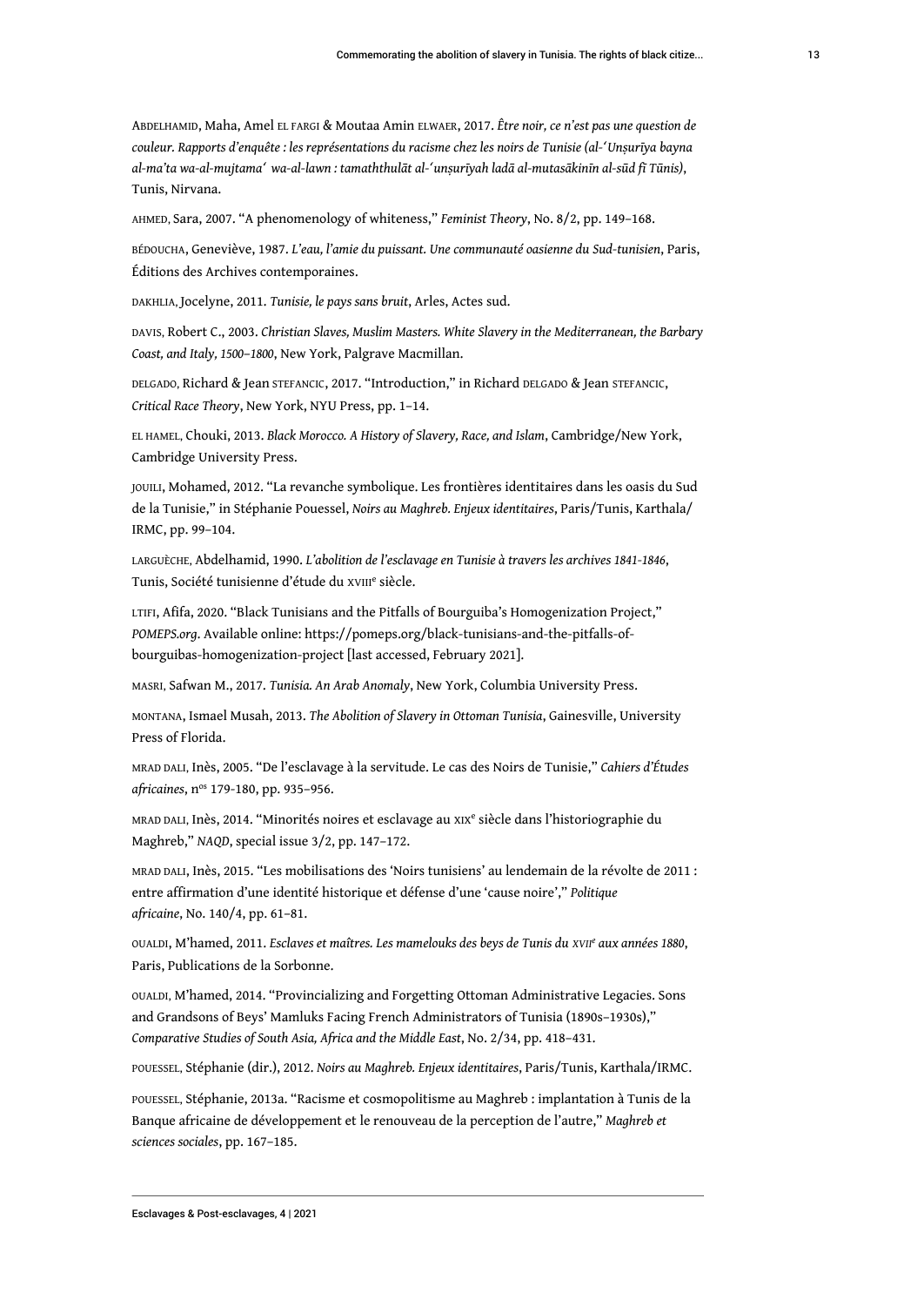ABDELHAMID, Maha, Amel EL FARGI & Moutaa Amin ELWAER, 2017. *Être noir, ce n'est pas une question de couleur. Rapports d'enquête : les représentations du racisme chez les noirs de Tunisie (al-'Unṣurīya bayna al-ma'ta wa-al-mujtama' wa-al-lawn : tamaththulāt al-'unṣurīyah ladā al-mutasākinīn al-sūd fī Tūnis)*, Tunis, Nirvana.

AHMED, Sara, 2007. "A phenomenology of whiteness," *Feminist Theory*, No. 8/2, pp. 149–168.

BÉDOUCHA, Geneviève, 1987. *L'eau, l'amie du puissant. Une communauté oasienne du Sud-tunisien*, Paris, Éditions des Archives contemporaines.

DAKHLIA, Jocelyne, 2011. *Tunisie, le pays sans bruit*, Arles, Actes sud.

DAVIS, Robert C., 2003. *Christian Slaves, Muslim Masters. White Slavery in the Mediterranean, the Barbary Coast, and Italy, 1500–1800*, New York, Palgrave Macmillan.

DELGADO, Richard & Jean STEFANCIC, 2017. "Introduction," in Richard DELGADO & Jean STEFANCIC, *Critical Race Theory*, New York, NYU Press, pp. 1–14.

EL HAMEL, Chouki, 2013. *Black Morocco. A History of Slavery, Race, and Islam*, Cambridge/New York, Cambridge University Press.

JOUILI, Mohamed, 2012. "La revanche symbolique. Les frontières identitaires dans les oasis du Sud de la Tunisie," in Stéphanie Pouessel, *Noirs au Maghreb. Enjeux identitaires*, Paris/Tunis, Karthala/IRMC, pp. 99–104.

LARGUÈCHE, Abdelhamid, 1990. *L'abolition de l'esclavage en Tunisie à travers les archives 1841-1846*, Tunis, Société tunisienne d'étude du XVIIIe siècle.

LTIFI, Afifa, 2020. "Black Tunisians and the Pitfalls of Bourguiba's Homogenization Project," *POMEPS.org*. Available online: https://pomeps.org/black-tunisians-and-the-pitfalls-of-bourguibas-homogenization-project [last accessed, February 2021].

MASRI, Safwan M., 2017. *Tunisia. An Arab Anomaly*, New York, Columbia University Press.

MONTANA, Ismael Musah, 2013. *The Abolition of Slavery in Ottoman Tunisia*, Gainesville, University Press of Florida.

MRAD DALI, Inès, 2005. "De l'esclavage à la servitude. Le cas des Noirs de Tunisie," *Cahiers d'Études africaines*, nos 179-180, pp. 935–956.

MRAD DALI, Inès, 2014. "Minorités noires et esclavage au XIXe siècle dans l'historiographie du Maghreb," *NAQD*, special issue 3/2, pp. 147–172.

MRAD DALI, Inès, 2015. "Les mobilisations des 'Noirs tunisiens' au lendemain de la révolte de 2011 : entre affirmation d'une identité historique et défense d'une 'cause noire'," *Politique africaine*, No. 140/4, pp. 61–81.

OUALDI, M'hamed, 2011. *Esclaves et maîtres. Les mamelouks des beys de Tunis du XVIIe aux années 1880*, Paris, Publications de la Sorbonne.

OUALDI, M'hamed, 2014. "Provincializing and Forgetting Ottoman Administrative Legacies. Sons and Grandsons of Beys' Mamluks Facing French Administrators of Tunisia (1890s–1930s)," *Comparative Studies of South Asia, Africa and the Middle East*, No. 2/34, pp. 418–431.

POUESSEL, Stéphanie (dir.), 2012. *Noirs au Maghreb. Enjeux identitaires*, Paris/Tunis, Karthala/IRMC.

POUESSEL, Stéphanie, 2013a. "Racisme et cosmopolitisme au Maghreb : implantation à Tunis de la Banque africaine de développement et le renouveau de la perception de l'autre," *Maghreb et sciences sociales*, pp. 167–185.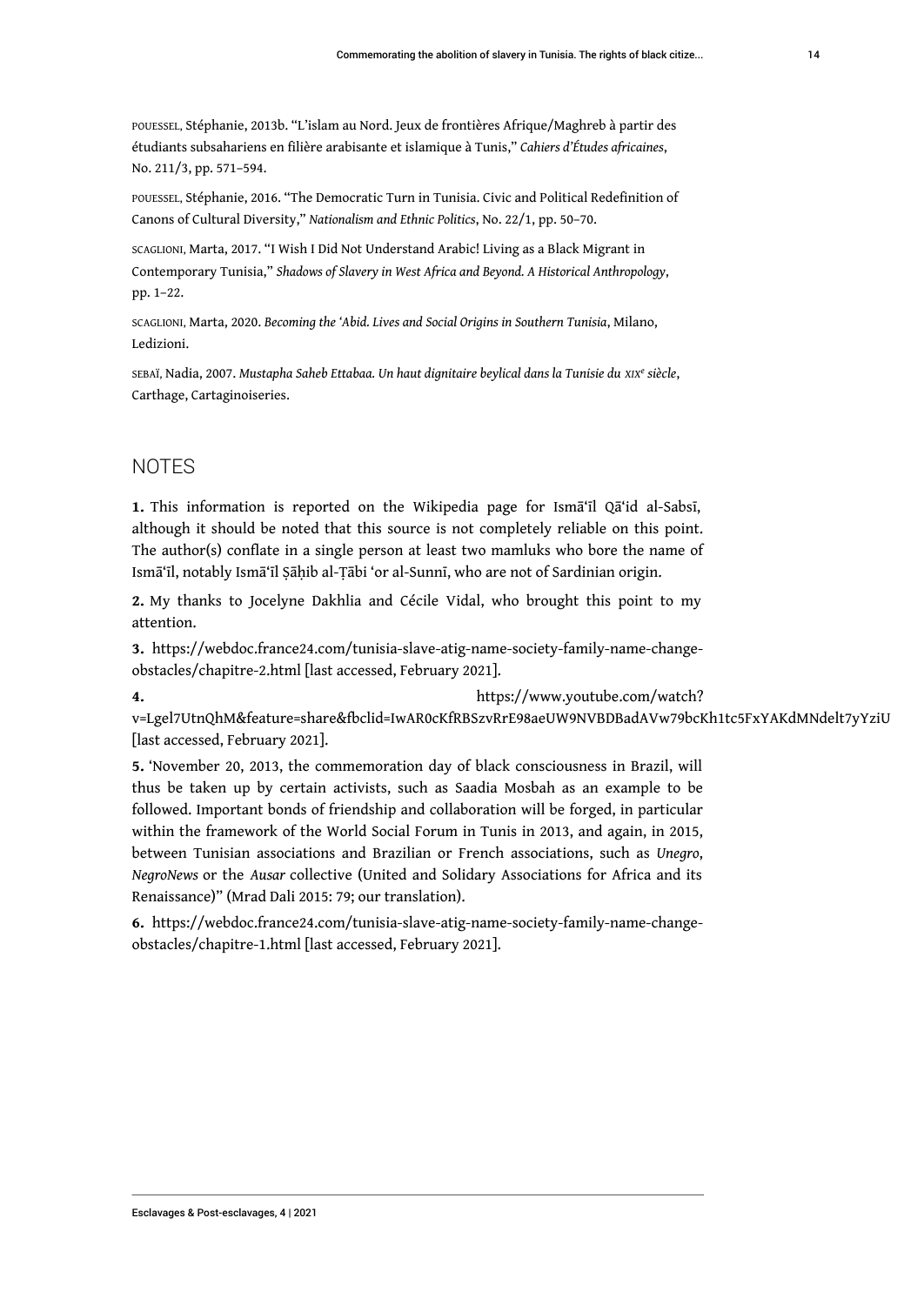POUESSEL, Stéphanie, 2013b. "L'islam au Nord. Jeux de frontières Afrique/Maghreb à partir des étudiants subsahariens en filière arabisante et islamique à Tunis," *Cahiers d'Études africaines*, No. 211/3, pp. 571–594.

POUESSEL, Stéphanie, 2016. "The Democratic Turn in Tunisia. Civic and Political Redefinition of Canons of Cultural Diversity," *Nationalism and Ethnic Politics*, No. 22/1, pp. 50–70.

SCAGLIONI, Marta, 2017. "I Wish I Did Not Understand Arabic! Living as a Black Migrant in Contemporary Tunisia," *Shadows of Slavery in West Africa and Beyond. A Historical Anthropology*, pp. 1–22.

SCAGLIONI, Marta, 2020. *Becoming the 'Abid. Lives and Social Origins in Southern Tunisia*, Milano, Ledizioni.

SEBAÏ, Nadia, 2007. *Mustapha Saheb Ettabaa. Un haut dignitaire beylical dans la Tunisie du XIX^e siècle*, Carthage, Cartaginoiseries.

## NOTES

**1.** This information is reported on the Wikipedia page for Ismā'īl Qā'id al-Sabsī, although it should be noted that this source is not completely reliable on this point. The author(s) conflate in a single person at least two mamluks who bore the name of Ismā'īl, notably Ismā'īl Ṣāḥib al-Ṭābi 'or al-Sunnī, who are not of Sardinian origin.

**2.** My thanks to Jocelyne Dakhlia and Cécile Vidal, who brought this point to my attention.

**3.** https://webdoc.france24.com/tunisia-slave-atig-name-society-family-name-change-obstacles/chapitre-2.html [last accessed, February 2021].

**4.** https://www.youtube.com/watch?v=Lgel7UtnQhM&feature=share&fbclid=IwAR0cKfRBSzvRrE98aeUW9NVBDBadAVw79bcKh1tc5FxYAKdMNdelt7yYziU [last accessed, February 2021].

**5.** 'November 20, 2013, the commemoration day of black consciousness in Brazil, will thus be taken up by certain activists, such as Saadia Mosbah as an example to be followed. Important bonds of friendship and collaboration will be forged, in particular within the framework of the World Social Forum in Tunis in 2013, and again, in 2015, between Tunisian associations and Brazilian or French associations, such as *Unegro*, *NegroNews* or the *Ausar* collective (United and Solidary Associations for Africa and its Renaissance)" (Mrad Dali 2015: 79; our translation).

**6.** https://webdoc.france24.com/tunisia-slave-atig-name-society-family-name-change-obstacles/chapitre-1.html [last accessed, February 2021].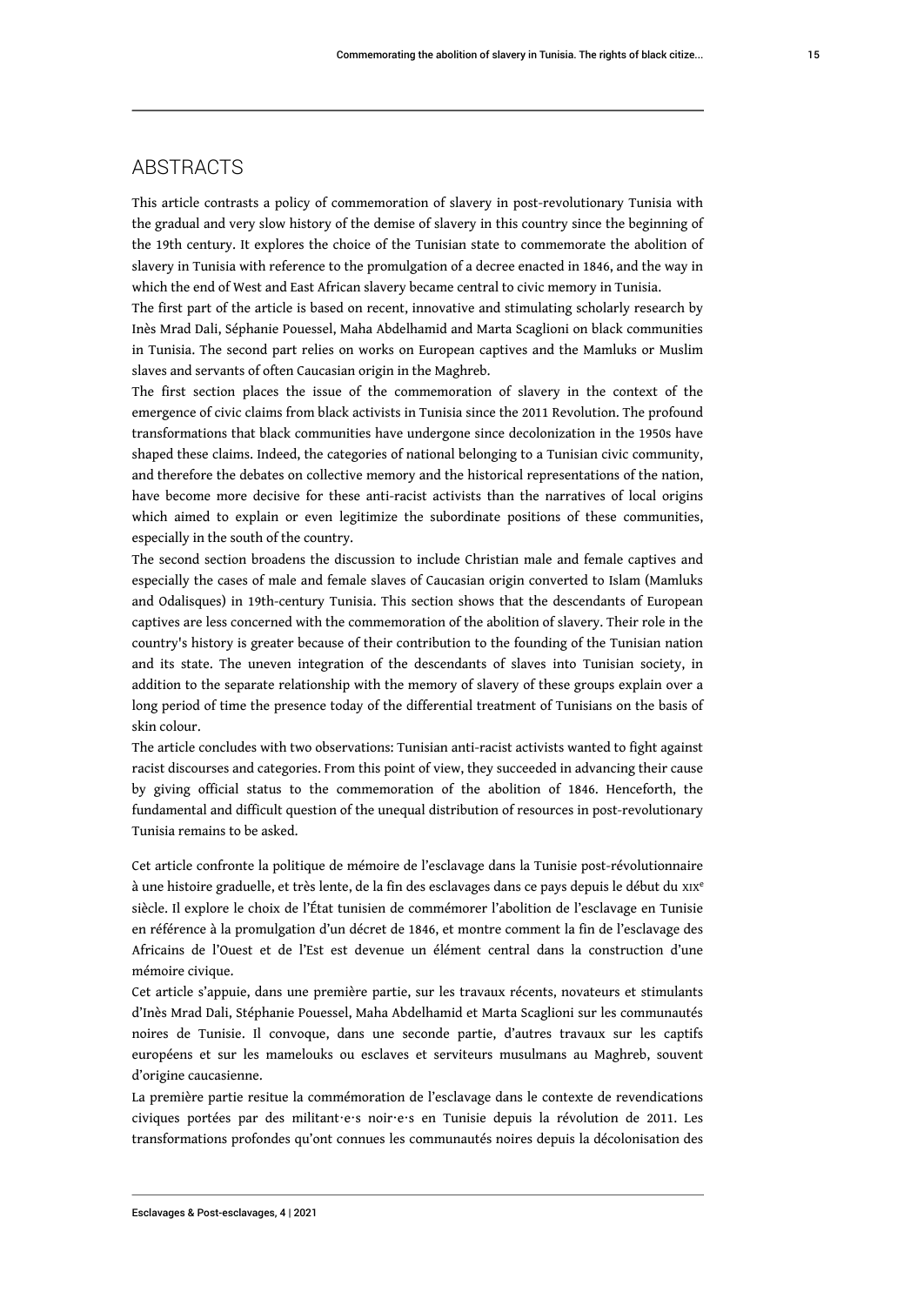## ABSTRACTS

This article contrasts a policy of commemoration of slavery in post-revolutionary Tunisia with the gradual and very slow history of the demise of slavery in this country since the beginning of the 19th century. It explores the choice of the Tunisian state to commemorate the abolition of slavery in Tunisia with reference to the promulgation of a decree enacted in 1846, and the way in which the end of West and East African slavery became central to civic memory in Tunisia.

The first part of the article is based on recent, innovative and stimulating scholarly research by Inès Mrad Dali, Séphanie Pouessel, Maha Abdelhamid and Marta Scaglioni on black communities in Tunisia. The second part relies on works on European captives and the Mamluks or Muslim slaves and servants of often Caucasian origin in the Maghreb.

The first section places the issue of the commemoration of slavery in the context of the emergence of civic claims from black activists in Tunisia since the 2011 Revolution. The profound transformations that black communities have undergone since decolonization in the 1950s have shaped these claims. Indeed, the categories of national belonging to a Tunisian civic community, and therefore the debates on collective memory and the historical representations of the nation, have become more decisive for these anti-racist activists than the narratives of local origins which aimed to explain or even legitimize the subordinate positions of these communities, especially in the south of the country.

The second section broadens the discussion to include Christian male and female captives and especially the cases of male and female slaves of Caucasian origin converted to Islam (Mamluks and Odalisques) in 19th-century Tunisia. This section shows that the descendants of European captives are less concerned with the commemoration of the abolition of slavery. Their role in the country's history is greater because of their contribution to the founding of the Tunisian nation and its state. The uneven integration of the descendants of slaves into Tunisian society, in addition to the separate relationship with the memory of slavery of these groups explain over a long period of time the presence today of the differential treatment of Tunisians on the basis of skin colour.

The article concludes with two observations: Tunisian anti-racist activists wanted to fight against racist discourses and categories. From this point of view, they succeeded in advancing their cause by giving official status to the commemoration of the abolition of 1846. Henceforth, the fundamental and difficult question of the unequal distribution of resources in post-revolutionary Tunisia remains to be asked.

Cet article confronte la politique de mémoire de l'esclavage dans la Tunisie post-révolutionnaire à une histoire graduelle, et très lente, de la fin des esclavages dans ce pays depuis le début du XIX[e] siècle. Il explore le choix de l'État tunisien de commémorer l'abolition de l'esclavage en Tunisie en référence à la promulgation d'un décret de 1846, et montre comment la fin de l'esclavage des Africains de l'Ouest et de l'Est est devenue un élément central dans la construction d'une mémoire civique.

Cet article s'appuie, dans une première partie, sur les travaux récents, novateurs et stimulants d'Inès Mrad Dali, Stéphanie Pouessel, Maha Abdelhamid et Marta Scaglioni sur les communautés noires de Tunisie. Il convoque, dans une seconde partie, d'autres travaux sur les captifs européens et sur les mamelouks ou esclaves et serviteurs musulmans au Maghreb, souvent d'origine caucasienne.

La première partie resitue la commémoration de l'esclavage dans le contexte de revendications civiques portées par des militant·e·s noir·e·s en Tunisie depuis la révolution de 2011. Les transformations profondes qu'ont connues les communautés noires depuis la décolonisation des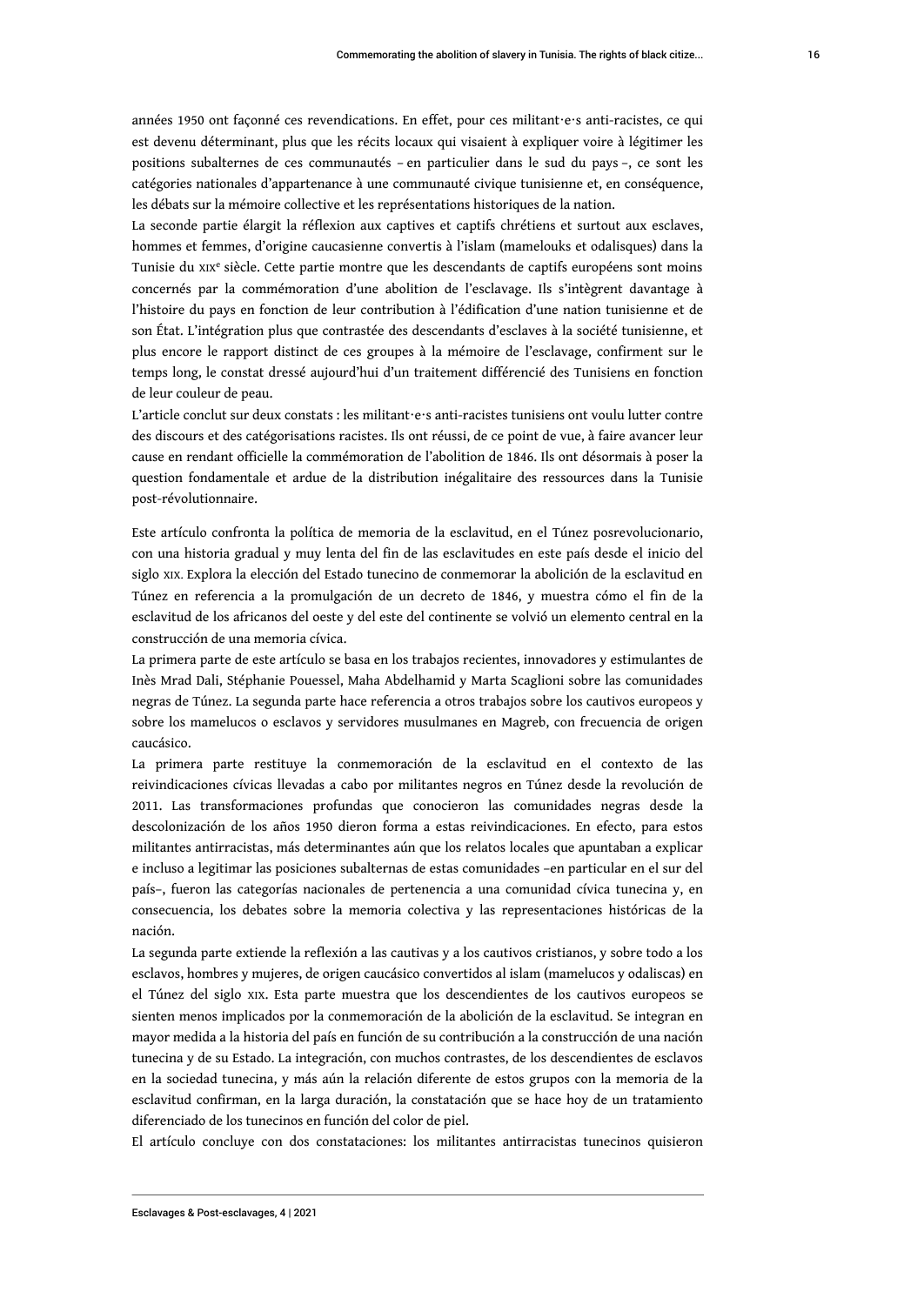années 1950 ont façonné ces revendications. En effet, pour ces militant·e·s anti-racistes, ce qui est devenu déterminant, plus que les récits locaux qui visaient à expliquer voire à légitimer les positions subalternes de ces communautés – en particulier dans le sud du pays –, ce sont les catégories nationales d'appartenance à une communauté civique tunisienne et, en conséquence, les débats sur la mémoire collective et les représentations historiques de la nation.

La seconde partie élargit la réflexion aux captives et captifs chrétiens et surtout aux esclaves, hommes et femmes, d'origine caucasienne convertis à l'islam (mamelouks et odalisques) dans la Tunisie du XIXe siècle. Cette partie montre que les descendants de captifs européens sont moins concernés par la commémoration d'une abolition de l'esclavage. Ils s'intègrent davantage à l'histoire du pays en fonction de leur contribution à l'édification d'une nation tunisienne et de son État. L'intégration plus que contrastée des descendants d'esclaves à la société tunisienne, et plus encore le rapport distinct de ces groupes à la mémoire de l'esclavage, confirment sur le temps long, le constat dressé aujourd'hui d'un traitement différencié des Tunisiens en fonction de leur couleur de peau.

L'article conclut sur deux constats : les militant·e·s anti-racistes tunisiens ont voulu lutter contre des discours et des catégorisations racistes. Ils ont réussi, de ce point de vue, à faire avancer leur cause en rendant officielle la commémoration de l'abolition de 1846. Ils ont désormais à poser la question fondamentale et ardue de la distribution inégalitaire des ressources dans la Tunisie post-révolutionnaire.

Este artículo confronta la política de memoria de la esclavitud, en el Túnez posrevolucionario, con una historia gradual y muy lenta del fin de las esclavitudes en este país desde el inicio del siglo XIX. Explora la elección del Estado tunecino de conmemorar la abolición de la esclavitud en Túnez en referencia a la promulgación de un decreto de 1846, y muestra cómo el fin de la esclavitud de los africanos del oeste y del este del continente se volvió un elemento central en la construcción de una memoria cívica.

La primera parte de este artículo se basa en los trabajos recientes, innovadores y estimulantes de Inès Mrad Dali, Stéphanie Pouessel, Maha Abdelhamid y Marta Scaglioni sobre las comunidades negras de Túnez. La segunda parte hace referencia a otros trabajos sobre los cautivos europeos y sobre los mamelucos o esclavos y servidores musulmanes en Magreb, con frecuencia de origen caucásico.

La primera parte restituye la conmemoración de la esclavitud en el contexto de las reivindicaciones cívicas llevadas a cabo por militantes negros en Túnez desde la revolución de 2011. Las transformaciones profundas que conocieron las comunidades negras desde la descolonización de los años 1950 dieron forma a estas reivindicaciones. En efecto, para estos militantes antirracistas, más determinantes aún que los relatos locales que apuntaban a explicar e incluso a legitimar las posiciones subalternas de estas comunidades –en particular en el sur del país–, fueron las categorías nacionales de pertenencia a una comunidad cívica tunecina y, en consecuencia, los debates sobre la memoria colectiva y las representaciones históricas de la nación.

La segunda parte extiende la reflexión a las cautivas y a los cautivos cristianos, y sobre todo a los esclavos, hombres y mujeres, de origen caucásico convertidos al islam (mamelucos y odaliscas) en el Túnez del siglo XIX. Esta parte muestra que los descendientes de los cautivos europeos se sienten menos implicados por la conmemoración de la abolición de la esclavitud. Se integran en mayor medida a la historia del país en función de su contribución a la construcción de una nación tunecina y de su Estado. La integración, con muchos contrastes, de los descendientes de esclavos en la sociedad tunecina, y más aún la relación diferente de estos grupos con la memoria de la esclavitud confirman, en la larga duración, la constatación que se hace hoy de un tratamiento diferenciado de los tunecinos en función del color de piel.

El artículo concluye con dos constataciones: los militantes antirracistas tunecinos quisieron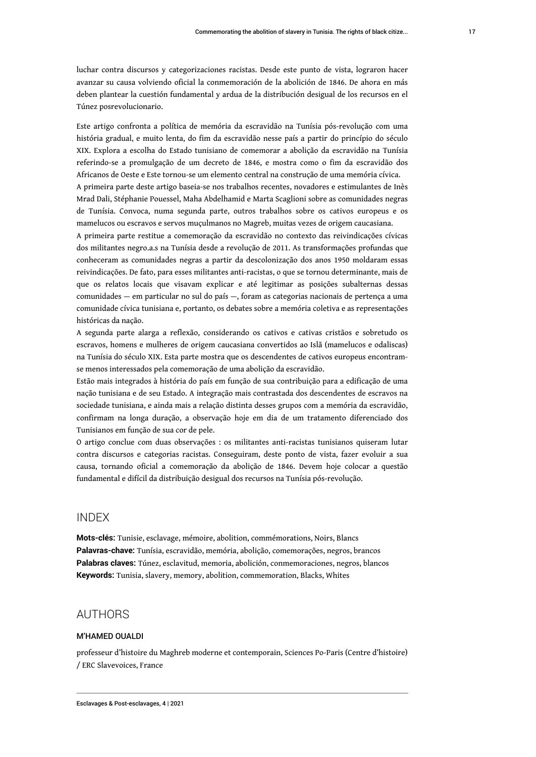luchar contra discursos y categorizaciones racistas. Desde este punto de vista, lograron hacer avanzar su causa volviendo oficial la conmemoración de la abolición de 1846. De ahora en más deben plantear la cuestión fundamental y ardua de la distribución desigual de los recursos en el Túnez posrevolucionario.

Este artigo confronta a política de memória da escravidão na Tunísia pós-revolução com uma história gradual, e muito lenta, do fim da escravidão nesse país a partir do princípio do século XIX. Explora a escolha do Estado tunisiano de comemorar a abolição da escravidão na Tunísia referindo-se a promulgação de um decreto de 1846, e mostra como o fim da escravidão dos Africanos de Oeste e Este tornou-se um elemento central na construção de uma memória cívica.

A primeira parte deste artigo baseia-se nos trabalhos recentes, novadores e estimulantes de Inès Mrad Dali, Stéphanie Pouessel, Maha Abdelhamid e Marta Scaglioni sobre as comunidades negras de Tunísia. Convoca, numa segunda parte, outros trabalhos sobre os cativos europeus e os mamelucos ou escravos e servos muçulmanos no Magreb, muitas vezes de origem caucasiana.

A primeira parte restitue a comemoração da escravidão no contexto das reivindicações cívicas dos militantes negro.a.s na Tunísia desde a revolução de 2011. As transformações profundas que conheceram as comunidades negras a partir da descolonização dos anos 1950 moldaram essas reivindicações. De fato, para esses militantes anti-racistas, o que se tornou determinante, mais de que os relatos locais que visavam explicar e até legitimar as posições subalternas dessas comunidades — em particular no sul do país —, foram as categorias nacionais de pertença a uma comunidade cívica tunisiana e, portanto, os debates sobre a memória coletiva e as representações históricas da nação.

A segunda parte alarga a reflexão, considerando os cativos e cativas cristãos e sobretudo os escravos, homens e mulheres de origem caucasiana convertidos ao Islã (mamelucos e odaliscas) na Tunísia do século XIX. Esta parte mostra que os descendentes de cativos europeus encontram-se menos interessados pela comemoração de uma abolição da escravidão.

Estão mais integrados à história do país em função de sua contribuição para a edificação de uma nação tunisiana e de seu Estado. A integração mais contrastada dos descendentes de escravos na sociedade tunisiana, e ainda mais a relação distinta desses grupos com a memória da escravidão, confirmam na longa duração, a observação hoje em dia de um tratamento diferenciado dos Tunisianos em função de sua cor de pele.

O artigo conclue com duas observações : os militantes anti-racistas tunisianos quiseram lutar contra discursos e categorias racistas. Conseguiram, deste ponto de vista, fazer evoluir a sua causa, tornando oficial a comemoração da abolição de 1846. Devem hoje colocar a questão fundamental e difícil da distribuição desigual dos recursos na Tunísia pós-revolução.

## INDEX

**Mots-clés:** Tunisie, esclavage, mémoire, abolition, commémorations, Noirs, Blancs
**Palavras-chave:** Tunísia, escravidão, memória, abolição, comemorações, negros, brancos
**Palabras claves:** Túnez, esclavitud, memoria, abolición, conmemoraciones, negros, blancos
**Keywords:** Tunisia, slavery, memory, abolition, commemoration, Blacks, Whites

## AUTHORS

### M'HAMED OUALDI

professeur d'histoire du Maghreb moderne et contemporain, Sciences Po-Paris (Centre d'histoire) / ERC Slavevoices, France